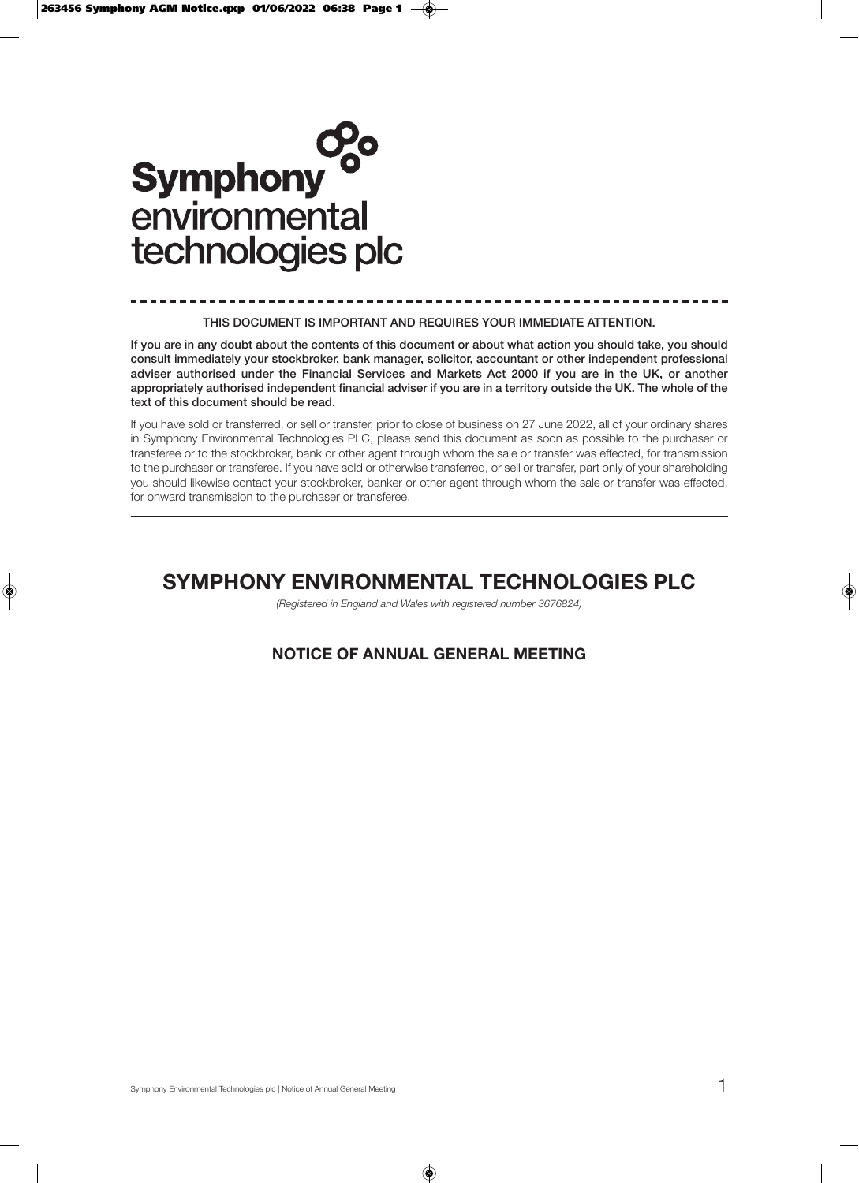Symphony environmental technologies plc

THIS DOCUMENT IS IMPORTANT AND REQUIRES YOUR IMMEDIATE ATTENTION.

**If you are in any doubt about the contents of this document or about what action you should take, you should consult immediately your stockbroker, bank manager, solicitor, accountant or other independent professional adviser authorised under the Financial Services and Markets Act 2000 if you are in the UK, or another appropriately authorised independent financial adviser if you are in a territory outside the UK. The whole of the text of this document should be read.**

If you have sold or transferred, or sell or transfer, prior to close of business on 27 June 2022, all of your ordinary shares in Symphony Environmental Technologies PLC, please send this document as soon as possible to the purchaser or transferee or to the stockbroker, bank or other agent through whom the sale or transfer was effected, for transmission to the purchaser or transferee. If you have sold or otherwise transferred, or sell or transfer, part only of your shareholding you should likewise contact your stockbroker, banker or other agent through whom the sale or transfer was effected, for onward transmission to the purchaser or transferee.

# SYMPHONY ENVIRONMENTAL TECHNOLOGIES PLC

*(Registered in England and Wales with registered number 3676824)*

## NOTICE OF ANNUAL GENERAL MEETING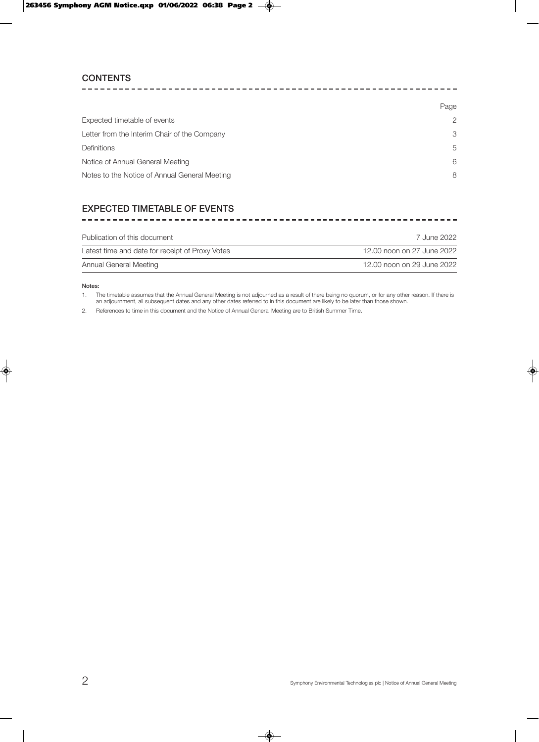## CONTENTS

| | Page |
|---|---|
| Expected timetable of events | 2 |
| Letter from the Interim Chair of the Company | 3 |
| Definitions | 5 |
| Notice of Annual General Meeting | 6 |
| Notes to the Notice of Annual General Meeting | 8 |

## EXPECTED TIMETABLE OF EVENTS

| | |
|---|---|
| Publication of this document | 7 June 2022 |
| Latest time and date for receipt of Proxy Votes | 12.00 noon on 27 June 2022 |
| Annual General Meeting | 12.00 noon on 29 June 2022 |

**Notes:**

1. The timetable assumes that the Annual General Meeting is not adjourned as a result of there being no quorum, or for any other reason. If there is an adjournment, all subsequent dates and any other dates referred to in this document are likely to be later than those shown.
2. References to time in this document and the Notice of Annual General Meeting are to British Summer Time.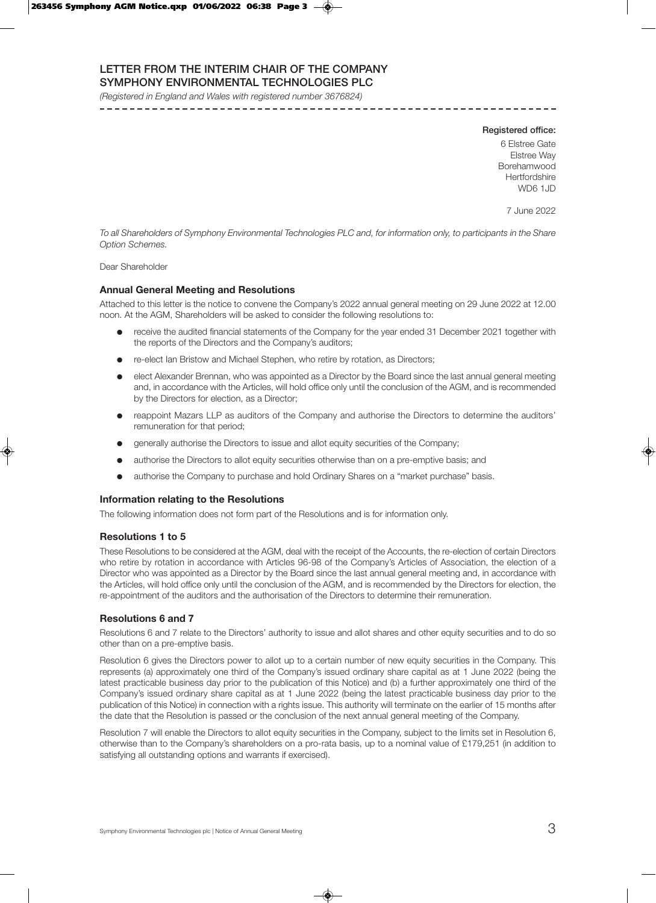# LETTER FROM THE INTERIM CHAIR OF THE COMPANY
# SYMPHONY ENVIRONMENTAL TECHNOLOGIES PLC

*(Registered in England and Wales with registered number 3676824)*

**Registered office:**
6 Elstree Gate
Elstree Way
Borehamwood
Hertfordshire
WD6 1JD

7 June 2022

*To all Shareholders of Symphony Environmental Technologies PLC and, for information only, to participants in the Share Option Schemes.*

Dear Shareholder

## Annual General Meeting and Resolutions

Attached to this letter is the notice to convene the Company's 2022 annual general meeting on 29 June 2022 at 12.00 noon. At the AGM, Shareholders will be asked to consider the following resolutions to:

- receive the audited financial statements of the Company for the year ended 31 December 2021 together with the reports of the Directors and the Company's auditors;
- re-elect Ian Bristow and Michael Stephen, who retire by rotation, as Directors;
- elect Alexander Brennan, who was appointed as a Director by the Board since the last annual general meeting and, in accordance with the Articles, will hold office only until the conclusion of the AGM, and is recommended by the Directors for election, as a Director;
- reappoint Mazars LLP as auditors of the Company and authorise the Directors to determine the auditors' remuneration for that period;
- generally authorise the Directors to issue and allot equity securities of the Company;
- authorise the Directors to allot equity securities otherwise than on a pre-emptive basis; and
- authorise the Company to purchase and hold Ordinary Shares on a "market purchase" basis.

## Information relating to the Resolutions

The following information does not form part of the Resolutions and is for information only.

## Resolutions 1 to 5

These Resolutions to be considered at the AGM, deal with the receipt of the Accounts, the re-election of certain Directors who retire by rotation in accordance with Articles 96-98 of the Company's Articles of Association, the election of a Director who was appointed as a Director by the Board since the last annual general meeting and, in accordance with the Articles, will hold office only until the conclusion of the AGM, and is recommended by the Directors for election, the re-appointment of the auditors and the authorisation of the Directors to determine their remuneration.

## Resolutions 6 and 7

Resolutions 6 and 7 relate to the Directors' authority to issue and allot shares and other equity securities and to do so other than on a pre-emptive basis.

Resolution 6 gives the Directors power to allot up to a certain number of new equity securities in the Company. This represents (a) approximately one third of the Company's issued ordinary share capital as at 1 June 2022 (being the latest practicable business day prior to the publication of this Notice) and (b) a further approximately one third of the Company's issued ordinary share capital as at 1 June 2022 (being the latest practicable business day prior to the publication of this Notice) in connection with a rights issue. This authority will terminate on the earlier of 15 months after the date that the Resolution is passed or the conclusion of the next annual general meeting of the Company.

Resolution 7 will enable the Directors to allot equity securities in the Company, subject to the limits set in Resolution 6, otherwise than to the Company's shareholders on a pro-rata basis, up to a nominal value of £179,251 (in addition to satisfying all outstanding options and warrants if exercised).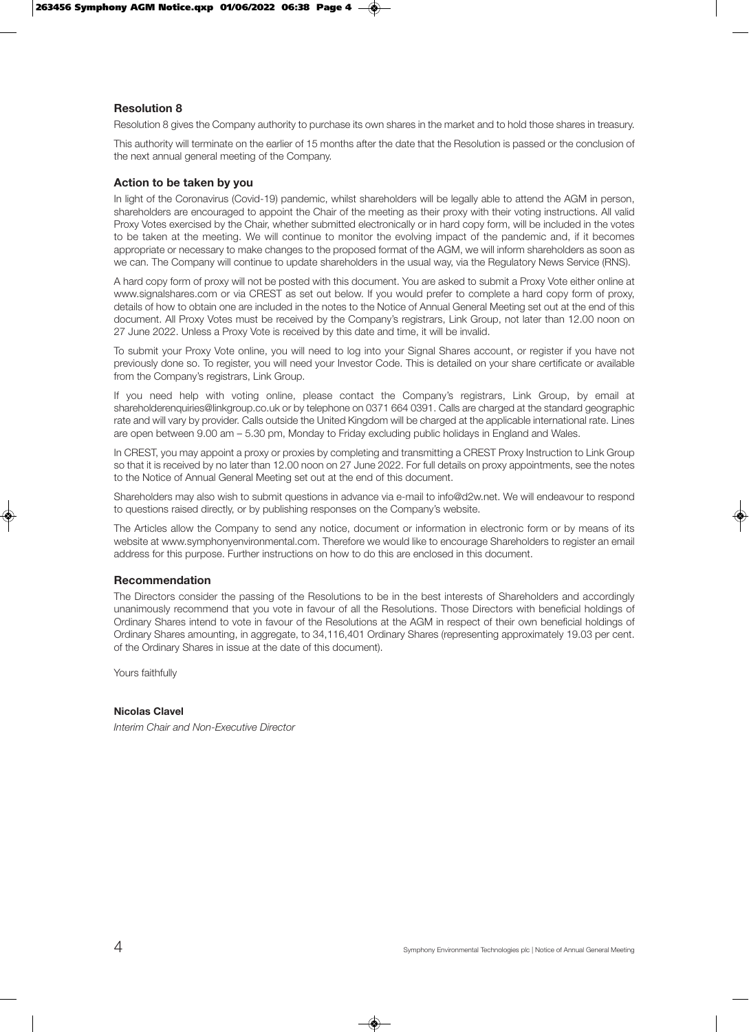### Resolution 8

Resolution 8 gives the Company authority to purchase its own shares in the market and to hold those shares in treasury.

This authority will terminate on the earlier of 15 months after the date that the Resolution is passed or the conclusion of the next annual general meeting of the Company.

### Action to be taken by you

In light of the Coronavirus (Covid-19) pandemic, whilst shareholders will be legally able to attend the AGM in person, shareholders are encouraged to appoint the Chair of the meeting as their proxy with their voting instructions. All valid Proxy Votes exercised by the Chair, whether submitted electronically or in hard copy form, will be included in the votes to be taken at the meeting. We will continue to monitor the evolving impact of the pandemic and, if it becomes appropriate or necessary to make changes to the proposed format of the AGM, we will inform shareholders as soon as we can. The Company will continue to update shareholders in the usual way, via the Regulatory News Service (RNS).

A hard copy form of proxy will not be posted with this document. You are asked to submit a Proxy Vote either online at www.signalshares.com or via CREST as set out below. If you would prefer to complete a hard copy form of proxy, details of how to obtain one are included in the notes to the Notice of Annual General Meeting set out at the end of this document. All Proxy Votes must be received by the Company's registrars, Link Group, not later than 12.00 noon on 27 June 2022. Unless a Proxy Vote is received by this date and time, it will be invalid.

To submit your Proxy Vote online, you will need to log into your Signal Shares account, or register if you have not previously done so. To register, you will need your Investor Code. This is detailed on your share certificate or available from the Company's registrars, Link Group.

If you need help with voting online, please contact the Company's registrars, Link Group, by email at shareholderenquiries@linkgroup.co.uk or by telephone on 0371 664 0391. Calls are charged at the standard geographic rate and will vary by provider. Calls outside the United Kingdom will be charged at the applicable international rate. Lines are open between 9.00 am – 5.30 pm, Monday to Friday excluding public holidays in England and Wales.

In CREST, you may appoint a proxy or proxies by completing and transmitting a CREST Proxy Instruction to Link Group so that it is received by no later than 12.00 noon on 27 June 2022. For full details on proxy appointments, see the notes to the Notice of Annual General Meeting set out at the end of this document.

Shareholders may also wish to submit questions in advance via e-mail to info@d2w.net. We will endeavour to respond to questions raised directly, or by publishing responses on the Company's website.

The Articles allow the Company to send any notice, document or information in electronic form or by means of its website at www.symphonyenvironmental.com. Therefore we would like to encourage Shareholders to register an email address for this purpose. Further instructions on how to do this are enclosed in this document.

### Recommendation

The Directors consider the passing of the Resolutions to be in the best interests of Shareholders and accordingly unanimously recommend that you vote in favour of all the Resolutions. Those Directors with beneficial holdings of Ordinary Shares intend to vote in favour of the Resolutions at the AGM in respect of their own beneficial holdings of Ordinary Shares amounting, in aggregate, to 34,116,401 Ordinary Shares (representing approximately 19.03 per cent. of the Ordinary Shares in issue at the date of this document).

Yours faithfully

**Nicolas Clavel**

*Interim Chair and Non-Executive Director*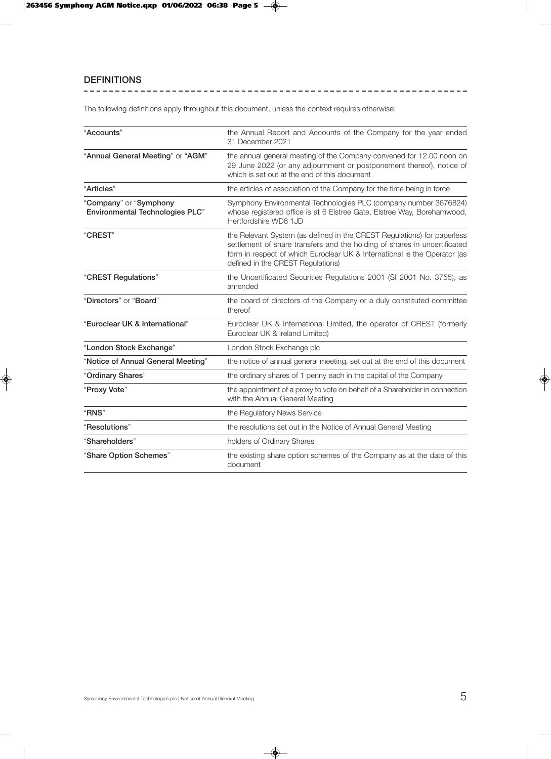## DEFINITIONS

The following definitions apply throughout this document, unless the context requires otherwise:

| Term | Definition |
|---|---|
| "**Accounts**" | the Annual Report and Accounts of the Company for the year ended 31 December 2021 |
| "**Annual General Meeting**" or "**AGM**" | the annual general meeting of the Company convened for 12.00 noon on 29 June 2022 (or any adjournment or postponement thereof), notice of which is set out at the end of this document |
| "**Articles**" | the articles of association of the Company for the time being in force |
| "**Company**" or "**Symphony Environmental Technologies PLC**" | Symphony Environmental Technologies PLC (company number 3676824) whose registered office is at 6 Elstree Gate, Elstree Way, Borehamwood, Hertfordshire WD6 1JD |
| "**CREST**" | the Relevant System (as defined in the CREST Regulations) for paperless settlement of share transfers and the holding of shares in uncertificated form in respect of which Euroclear UK & International is the Operator (as defined in the CREST Regulations) |
| "**CREST Regulations**" | the Uncertificated Securities Regulations 2001 (SI 2001 No. 3755), as amended |
| "**Directors**" or "**Board**" | the board of directors of the Company or a duly constituted committee thereof |
| "**Euroclear UK & International**" | Euroclear UK & International Limited, the operator of CREST (formerly Euroclear UK & Ireland Limited) |
| "**London Stock Exchange**" | London Stock Exchange plc |
| "**Notice of Annual General Meeting**" | the notice of annual general meeting, set out at the end of this document |
| "**Ordinary Shares**" | the ordinary shares of 1 penny each in the capital of the Company |
| "**Proxy Vote**" | the appointment of a proxy to vote on behalf of a Shareholder in connection with the Annual General Meeting |
| "**RNS**" | the Regulatory News Service |
| "**Resolutions**" | the resolutions set out in the Notice of Annual General Meeting |
| "**Shareholders**" | holders of Ordinary Shares |
| "**Share Option Schemes**" | the existing share option schemes of the Company as at the date of this document |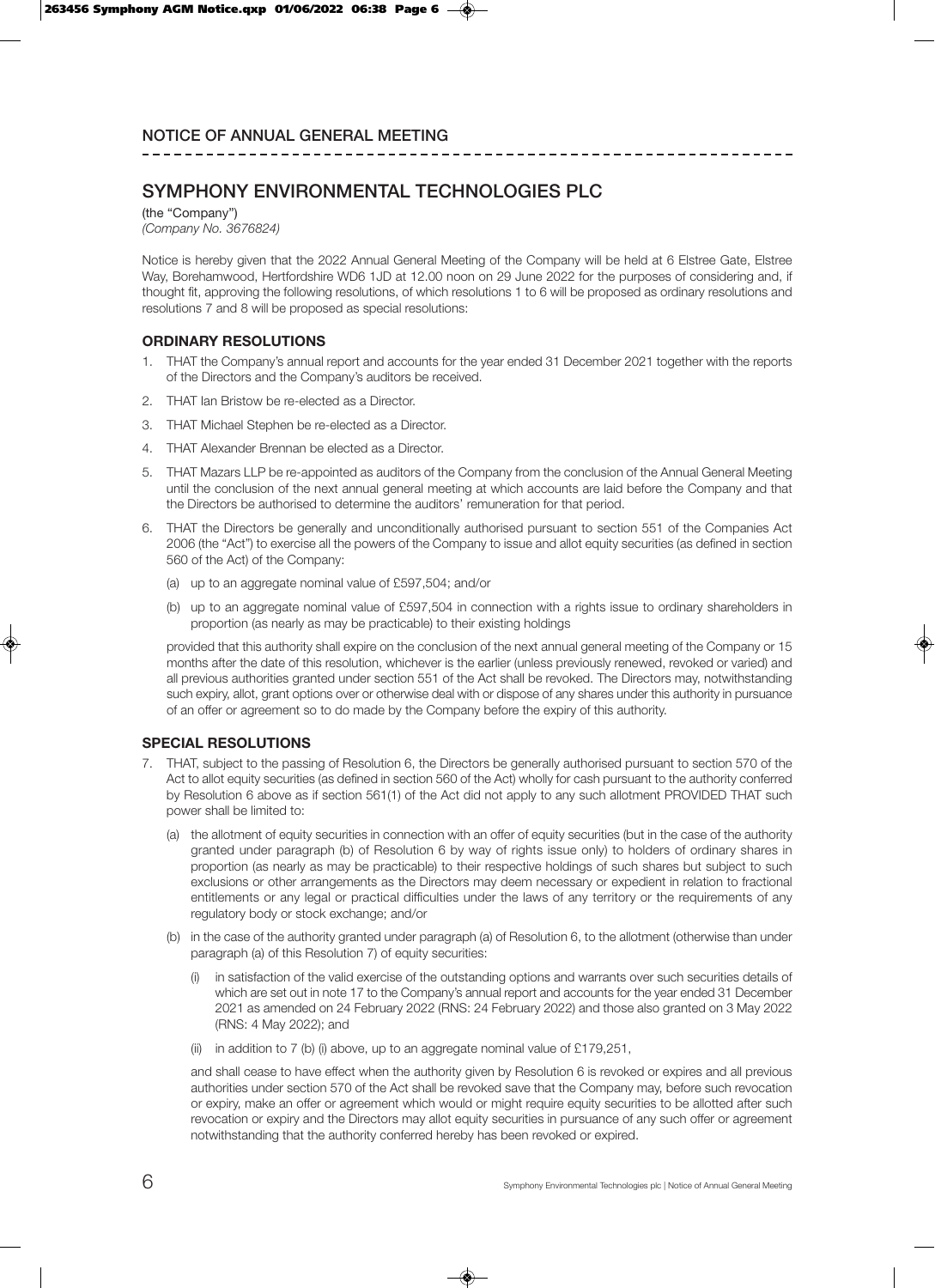## NOTICE OF ANNUAL GENERAL MEETING

# SYMPHONY ENVIRONMENTAL TECHNOLOGIES PLC

(the "Company")
*(Company No. 3676824)*

Notice is hereby given that the 2022 Annual General Meeting of the Company will be held at 6 Elstree Gate, Elstree Way, Borehamwood, Hertfordshire WD6 1JD at 12.00 noon on 29 June 2022 for the purposes of considering and, if thought fit, approving the following resolutions, of which resolutions 1 to 6 will be proposed as ordinary resolutions and resolutions 7 and 8 will be proposed as special resolutions:

### ORDINARY RESOLUTIONS

1. THAT the Company's annual report and accounts for the year ended 31 December 2021 together with the reports of the Directors and the Company's auditors be received.
2. THAT Ian Bristow be re-elected as a Director.
3. THAT Michael Stephen be re-elected as a Director.
4. THAT Alexander Brennan be elected as a Director.
5. THAT Mazars LLP be re-appointed as auditors of the Company from the conclusion of the Annual General Meeting until the conclusion of the next annual general meeting at which accounts are laid before the Company and that the Directors be authorised to determine the auditors' remuneration for that period.
6. THAT the Directors be generally and unconditionally authorised pursuant to section 551 of the Companies Act 2006 (the "Act") to exercise all the powers of the Company to issue and allot equity securities (as defined in section 560 of the Act) of the Company:

   (a) up to an aggregate nominal value of £597,504; and/or

   (b) up to an aggregate nominal value of £597,504 in connection with a rights issue to ordinary shareholders in proportion (as nearly as may be practicable) to their existing holdings

   provided that this authority shall expire on the conclusion of the next annual general meeting of the Company or 15 months after the date of this resolution, whichever is the earlier (unless previously renewed, revoked or varied) and all previous authorities granted under section 551 of the Act shall be revoked. The Directors may, notwithstanding such expiry, allot, grant options over or otherwise deal with or dispose of any shares under this authority in pursuance of an offer or agreement so to do made by the Company before the expiry of this authority.

### SPECIAL RESOLUTIONS

7. THAT, subject to the passing of Resolution 6, the Directors be generally authorised pursuant to section 570 of the Act to allot equity securities (as defined in section 560 of the Act) wholly for cash pursuant to the authority conferred by Resolution 6 above as if section 561(1) of the Act did not apply to any such allotment PROVIDED THAT such power shall be limited to:

   (a) the allotment of equity securities in connection with an offer of equity securities (but in the case of the authority granted under paragraph (b) of Resolution 6 by way of rights issue only) to holders of ordinary shares in proportion (as nearly as may be practicable) to their respective holdings of such shares but subject to such exclusions or other arrangements as the Directors may deem necessary or expedient in relation to fractional entitlements or any legal or practical difficulties under the laws of any territory or the requirements of any regulatory body or stock exchange; and/or

   (b) in the case of the authority granted under paragraph (a) of Resolution 6, to the allotment (otherwise than under paragraph (a) of this Resolution 7) of equity securities:

      (i) in satisfaction of the valid exercise of the outstanding options and warrants over such securities details of which are set out in note 17 to the Company's annual report and accounts for the year ended 31 December 2021 as amended on 24 February 2022 (RNS: 24 February 2022) and those also granted on 3 May 2022 (RNS: 4 May 2022); and

      (ii) in addition to 7 (b) (i) above, up to an aggregate nominal value of £179,251,

   and shall cease to have effect when the authority given by Resolution 6 is revoked or expires and all previous authorities under section 570 of the Act shall be revoked save that the Company may, before such revocation or expiry, make an offer or agreement which would or might require equity securities to be allotted after such revocation or expiry and the Directors may allot equity securities in pursuance of any such offer or agreement notwithstanding that the authority conferred hereby has been revoked or expired.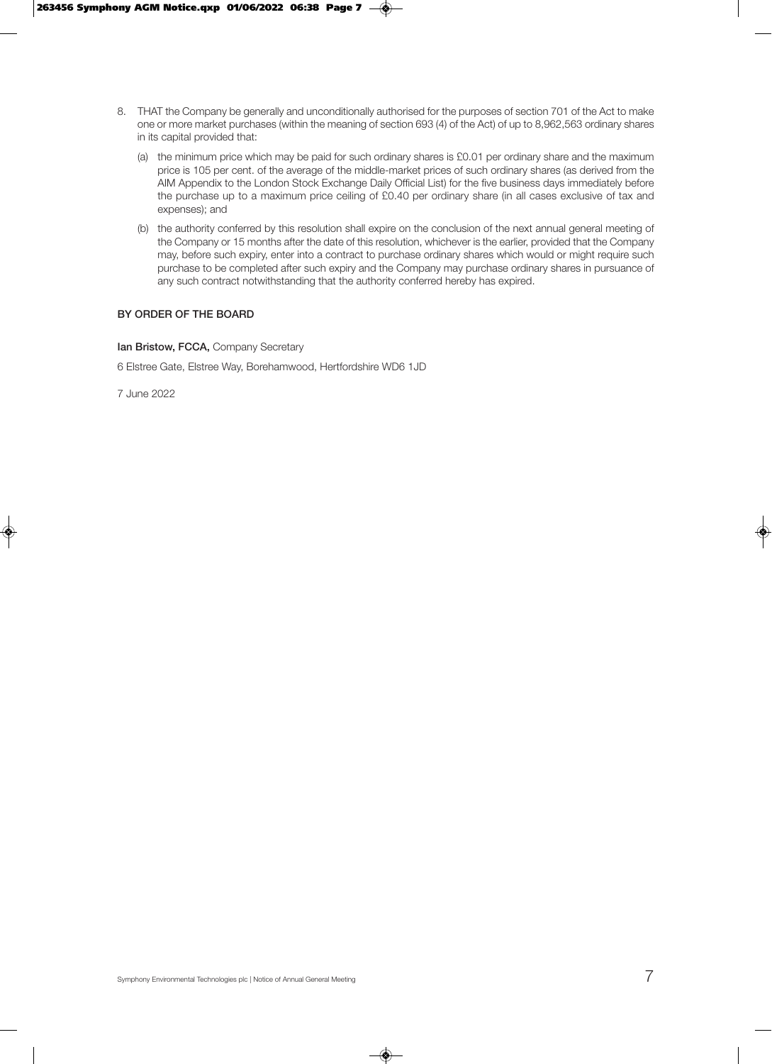8. THAT the Company be generally and unconditionally authorised for the purposes of section 701 of the Act to make one or more market purchases (within the meaning of section 693 (4) of the Act) of up to 8,962,563 ordinary shares in its capital provided that:

   (a) the minimum price which may be paid for such ordinary shares is £0.01 per ordinary share and the maximum price is 105 per cent. of the average of the middle-market prices of such ordinary shares (as derived from the AIM Appendix to the London Stock Exchange Daily Official List) for the five business days immediately before the purchase up to a maximum price ceiling of £0.40 per ordinary share (in all cases exclusive of tax and expenses); and

   (b) the authority conferred by this resolution shall expire on the conclusion of the next annual general meeting of the Company or 15 months after the date of this resolution, whichever is the earlier, provided that the Company may, before such expiry, enter into a contract to purchase ordinary shares which would or might require such purchase to be completed after such expiry and the Company may purchase ordinary shares in pursuance of any such contract notwithstanding that the authority conferred hereby has expired.

**BY ORDER OF THE BOARD**

**Ian Bristow, FCCA,** Company Secretary

6 Elstree Gate, Elstree Way, Borehamwood, Hertfordshire WD6 1JD

7 June 2022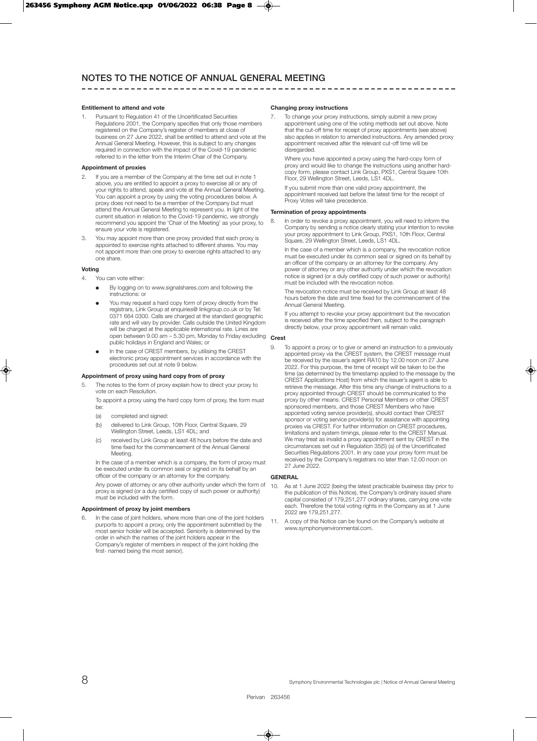## NOTES TO THE NOTICE OF ANNUAL GENERAL MEETING

**Entitlement to attend and vote**

1. Pursuant to Regulation 41 of the Uncertificated Securities Regulations 2001, the Company specifies that only those members registered on the Company's register of members at close of business on 27 June 2022, shall be entitled to attend and vote at the Annual General Meeting. However, this is subject to any changes required in connection with the impact of the Covid-19 pandemic referred to in the letter from the Interim Chair of the Company.

**Appointment of proxies**

2. If you are a member of the Company at the time set out in note 1 above, you are entitled to appoint a proxy to exercise all or any of your rights to attend, speak and vote at the Annual General Meeting. You can appoint a proxy by using the voting procedures below. A proxy does not need to be a member of the Company but must attend the Annual General Meeting to represent you. In light of the current situation in relation to the Covid-19 pandemic, we strongly recommend you appoint the 'Chair of the Meeting' as your proxy, to ensure your vote is registered.

3. You may appoint more than one proxy provided that each proxy is appointed to exercise rights attached to different shares. You may not appoint more than one proxy to exercise rights attached to any one share.

**Voting**

4. You can vote either:
   - By logging on to www.signalshares.com and following the instructions: or
   - You may request a hard copy form of proxy directly from the registrars, Link Group at enquiries@ linkgroup.co.uk or by Tel: 0371 664 0300. Calls are charged at the standard geographic rate and will vary by provider. Calls outside the United Kingdom will be charged at the applicable international rate. Lines are open between 9.00 am – 5.30 pm, Monday to Friday excluding public holidays in England and Wales; or
   - In the case of CREST members, by utilising the CREST electronic proxy appointment services in accordance with the procedures set out at note 9 below.

**Appointment of proxy using hard copy from of proxy**

5. The notes to the form of proxy explain how to direct your proxy to vote on each Resolution.

   To appoint a proxy using the hard copy form of proxy, the form must be:

   (a) completed and signed:

   (b) delivered to Link Group, 10th Floor, Central Square, 29 Wellington Street, Leeds, LS1 4DL; and

   (c) received by Link Group at least 48 hours before the date and time fixed for the commencement of the Annual General Meeting.

   In the case of a member which is a company, the form of proxy must be executed under its common seal or signed on its behalf by an officer of the company or an attorney for the company.

   Any power of attorney or any other authority under which the form of proxy is signed (or a duly certified copy of such power or authority) must be included with the form.

**Appointment of proxy by joint members**

6. In the case of joint holders, where more than one of the joint holders purports to appoint a proxy, only the appointment submitted by the most senior holder will be accepted. Seniority is determined by the order in which the names of the joint holders appear in the Company's register of members in respect of the joint holding (the first- named being the most senior).

**Changing proxy instructions**

7. To change your proxy instructions, simply submit a new proxy appointment using one of the voting methods set out above. Note that the cut-off time for receipt of proxy appointments (see above) also applies in relation to amended instructions. Any amended proxy appointment received after the relevant cut-off time will be disregarded.

   Where you have appointed a proxy using the hard-copy form of proxy and would like to change the instructions using another hard-copy form, please contact Link Group, PXS1, Central Square 10th Floor, 29 Wellington Street, Leeds, LS1 4DL.

   If you submit more than one valid proxy appointment, the appointment received last before the latest time for the receipt of Proxy Votes will take precedence.

**Termination of proxy appointments**

8. In order to revoke a proxy appointment, you will need to inform the Company by sending a notice clearly stating your intention to revoke your proxy appointment to Link Group, PXS1, 10th Floor, Central Square, 29 Wellington Street, Leeds, LS1 4DL.

   In the case of a member which is a company, the revocation notice must be executed under its common seal or signed on its behalf by an officer of the company or an attorney for the company. Any power of attorney or any other authority under which the revocation notice is signed (or a duly certified copy of such power or authority) must be included with the revocation notice.

   The revocation notice must be received by Link Group at least 48 hours before the date and time fixed for the commencement of the Annual General Meeting.

   If you attempt to revoke your proxy appointment but the revocation is received after the time specified then, subject to the paragraph directly below, your proxy appointment will remain valid.

**Crest**

9. To appoint a proxy or to give or amend an instruction to a previously appointed proxy via the CREST system, the CREST message must be received by the issuer's agent RA10 by 12.00 noon on 27 June 2022. For this purpose, the time of receipt will be taken to be the time (as determined by the timestamp applied to the message by the CREST Applications Host) from which the issuer's agent is able to retrieve the message. After this time any change of instructions to a proxy appointed through CREST should be communicated to the proxy by other means. CREST Personal Members or other CREST sponsored members, and those CREST Members who have appointed voting service provider(s), should contact their CREST sponsor or voting service provider(s) for assistance with appointing proxies via CREST. For further information on CREST procedures, limitations and system timings, please refer to the CREST Manual. We may treat as invalid a proxy appointment sent by CREST in the circumstances set out in Regulation 35(5) (a) of the Uncertificated Securities Regulations 2001. In any case your proxy form must be received by the Company's registrars no later than 12.00 noon on 27 June 2022.

**GENERAL**

10. As at 1 June 2022 (being the latest practicable business day prior to the publication of this Notice), the Company's ordinary issued share capital consisted of 179,251,277 ordinary shares, carrying one vote each. Therefore the total voting rights in the Company as at 1 June 2022 are 179,251,277.

11. A copy of this Notice can be found on the Company's website at www.symphonyenvironmental.com.